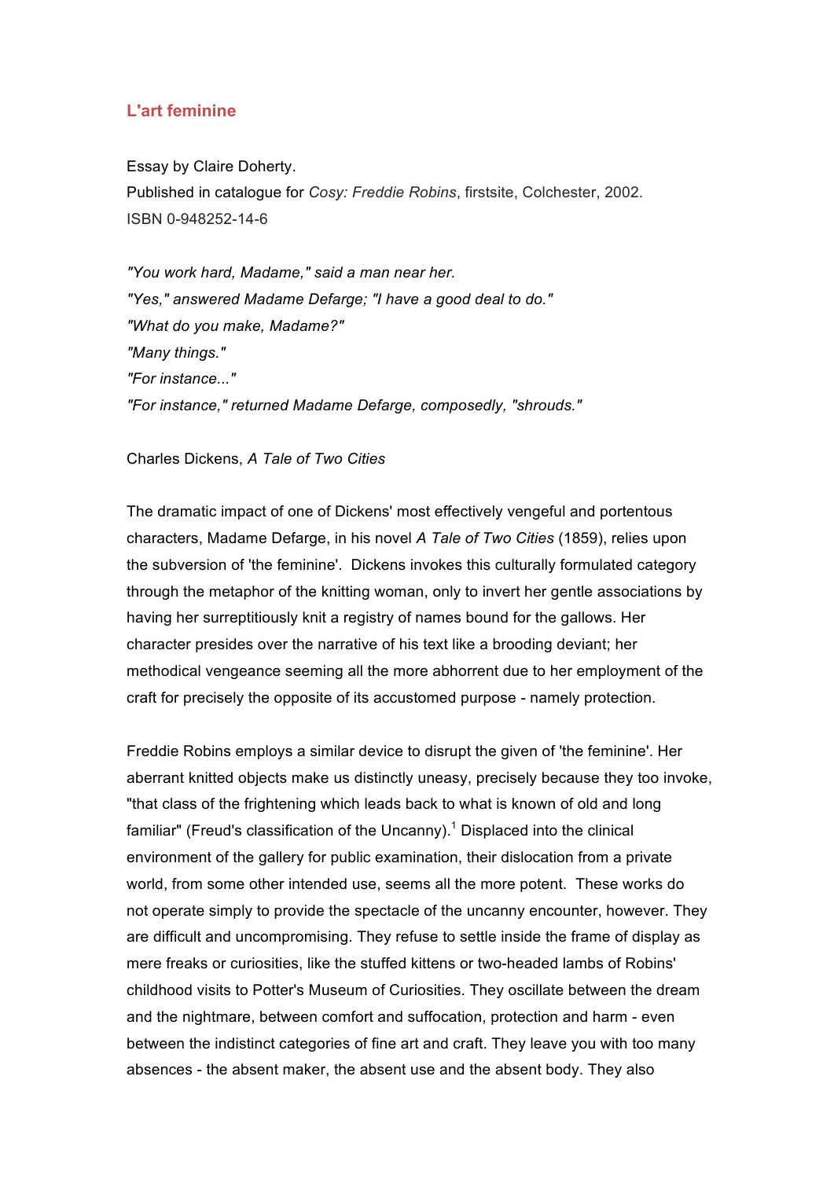# L'art feminine

Essay by Claire Doherty.
Published in catalogue for *Cosy: Freddie Robins*, firstsite, Colchester, 2002.
ISBN 0-948252-14-6

*"You work hard, Madame," said a man near her.*
*"Yes," answered Madame Defarge; "I have a good deal to do."*
*"What do you make, Madame?"*
*"Many things."*
*"For instance..."*
*"For instance," returned Madame Defarge, composedly, "shrouds."*

Charles Dickens, *A Tale of Two Cities*

The dramatic impact of one of Dickens' most effectively vengeful and portentous characters, Madame Defarge, in his novel *A Tale of Two Cities* (1859), relies upon the subversion of 'the feminine'. Dickens invokes this culturally formulated category through the metaphor of the knitting woman, only to invert her gentle associations by having her surreptitiously knit a registry of names bound for the gallows. Her character presides over the narrative of his text like a brooding deviant; her methodical vengeance seeming all the more abhorrent due to her employment of the craft for precisely the opposite of its accustomed purpose - namely protection.

Freddie Robins employs a similar device to disrupt the given of 'the feminine'. Her aberrant knitted objects make us distinctly uneasy, precisely because they too invoke, "that class of the frightening which leads back to what is known of old and long familiar" (Freud's classification of the Uncanny).[1] Displaced into the clinical environment of the gallery for public examination, their dislocation from a private world, from some other intended use, seems all the more potent. These works do not operate simply to provide the spectacle of the uncanny encounter, however. They are difficult and uncompromising. They refuse to settle inside the frame of display as mere freaks or curiosities, like the stuffed kittens or two-headed lambs of Robins' childhood visits to Potter's Museum of Curiosities. They oscillate between the dream and the nightmare, between comfort and suffocation, protection and harm - even between the indistinct categories of fine art and craft. They leave you with too many absences - the absent maker, the absent use and the absent body. They also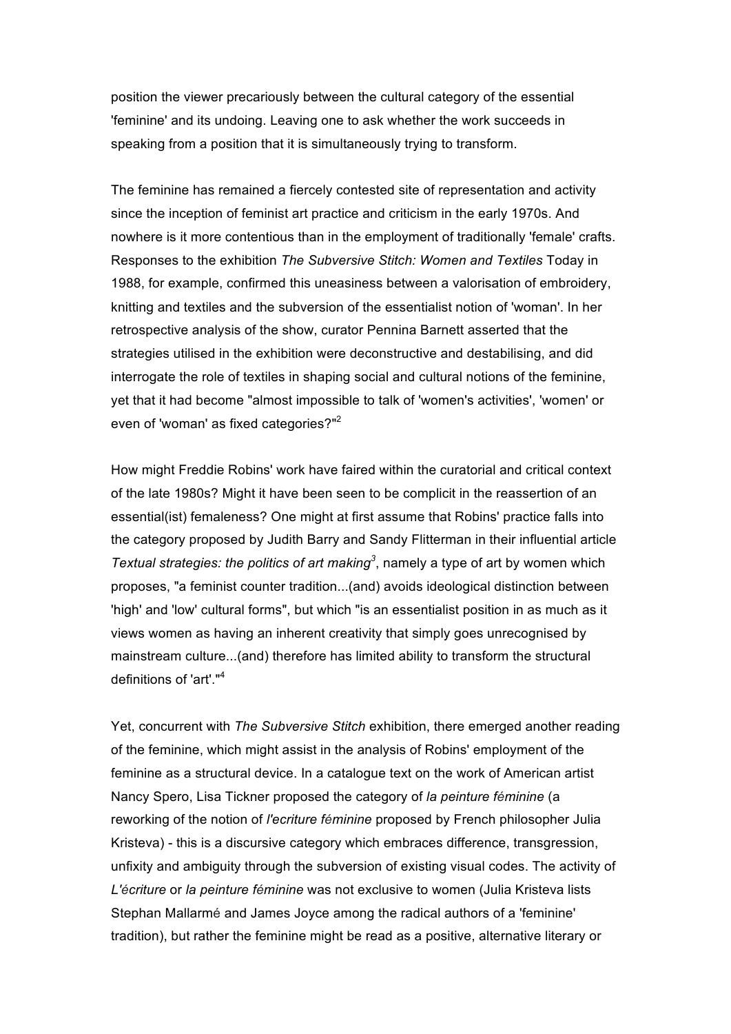position the viewer precariously between the cultural category of the essential 'feminine' and its undoing. Leaving one to ask whether the work succeeds in speaking from a position that it is simultaneously trying to transform.

The feminine has remained a fiercely contested site of representation and activity since the inception of feminist art practice and criticism in the early 1970s. And nowhere is it more contentious than in the employment of traditionally 'female' crafts. Responses to the exhibition *The Subversive Stitch: Women and Textiles* Today in 1988, for example, confirmed this uneasiness between a valorisation of embroidery, knitting and textiles and the subversion of the essentialist notion of 'woman'. In her retrospective analysis of the show, curator Pennina Barnett asserted that the strategies utilised in the exhibition were deconstructive and destabilising, and did interrogate the role of textiles in shaping social and cultural notions of the feminine, yet that it had become "almost impossible to talk of 'women's activities', 'women' or even of 'woman' as fixed categories?"[2]

How might Freddie Robins' work have faired within the curatorial and critical context of the late 1980s? Might it have been seen to be complicit in the reassertion of an essential(ist) femaleness? One might at first assume that Robins' practice falls into the category proposed by Judith Barry and Sandy Flitterman in their influential article *Textual strategies: the politics of art making*[3], namely a type of art by women which proposes, "a feminist counter tradition...(and) avoids ideological distinction between 'high' and 'low' cultural forms", but which "is an essentialist position in as much as it views women as having an inherent creativity that simply goes unrecognised by mainstream culture...(and) therefore has limited ability to transform the structural definitions of 'art'."[4]

Yet, concurrent with *The Subversive Stitch* exhibition, there emerged another reading of the feminine, which might assist in the analysis of Robins' employment of the feminine as a structural device. In a catalogue text on the work of American artist Nancy Spero, Lisa Tickner proposed the category of *la peinture féminine* (a reworking of the notion of *l'ecriture féminine* proposed by French philosopher Julia Kristeva) - this is a discursive category which embraces difference, transgression, unfixity and ambiguity through the subversion of existing visual codes. The activity of *L'écriture* or *la peinture féminine* was not exclusive to women (Julia Kristeva lists Stephan Mallarmé and James Joyce among the radical authors of a 'feminine' tradition), but rather the feminine might be read as a positive, alternative literary or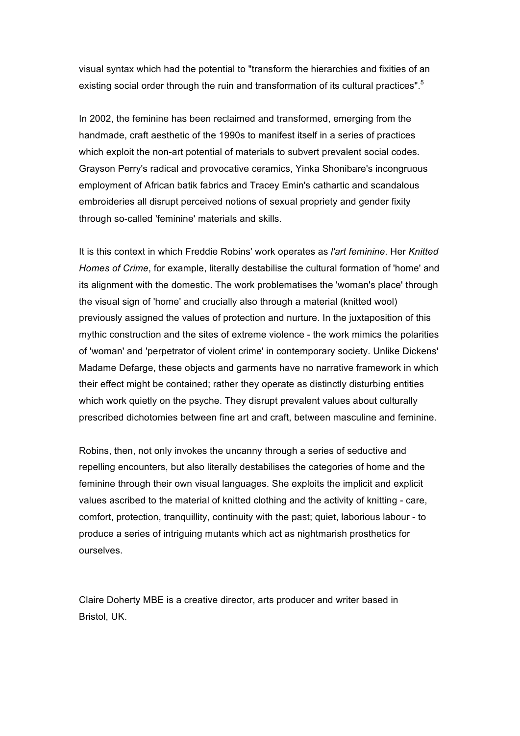visual syntax which had the potential to "transform the hierarchies and fixities of an existing social order through the ruin and transformation of its cultural practices".[5]

In 2002, the feminine has been reclaimed and transformed, emerging from the handmade, craft aesthetic of the 1990s to manifest itself in a series of practices which exploit the non-art potential of materials to subvert prevalent social codes. Grayson Perry's radical and provocative ceramics, Yinka Shonibare's incongruous employment of African batik fabrics and Tracey Emin's cathartic and scandalous embroideries all disrupt perceived notions of sexual propriety and gender fixity through so-called 'feminine' materials and skills.

It is this context in which Freddie Robins' work operates as *l'art feminine*. Her *Knitted Homes of Crime*, for example, literally destabilise the cultural formation of 'home' and its alignment with the domestic. The work problematises the 'woman's place' through the visual sign of 'home' and crucially also through a material (knitted wool) previously assigned the values of protection and nurture. In the juxtaposition of this mythic construction and the sites of extreme violence - the work mimics the polarities of 'woman' and 'perpetrator of violent crime' in contemporary society. Unlike Dickens' Madame Defarge, these objects and garments have no narrative framework in which their effect might be contained; rather they operate as distinctly disturbing entities which work quietly on the psyche. They disrupt prevalent values about culturally prescribed dichotomies between fine art and craft, between masculine and feminine.

Robins, then, not only invokes the uncanny through a series of seductive and repelling encounters, but also literally destabilises the categories of home and the feminine through their own visual languages. She exploits the implicit and explicit values ascribed to the material of knitted clothing and the activity of knitting - care, comfort, protection, tranquillity, continuity with the past; quiet, laborious labour - to produce a series of intriguing mutants which act as nightmarish prosthetics for ourselves.

Claire Doherty MBE is a creative director, arts producer and writer based in Bristol, UK.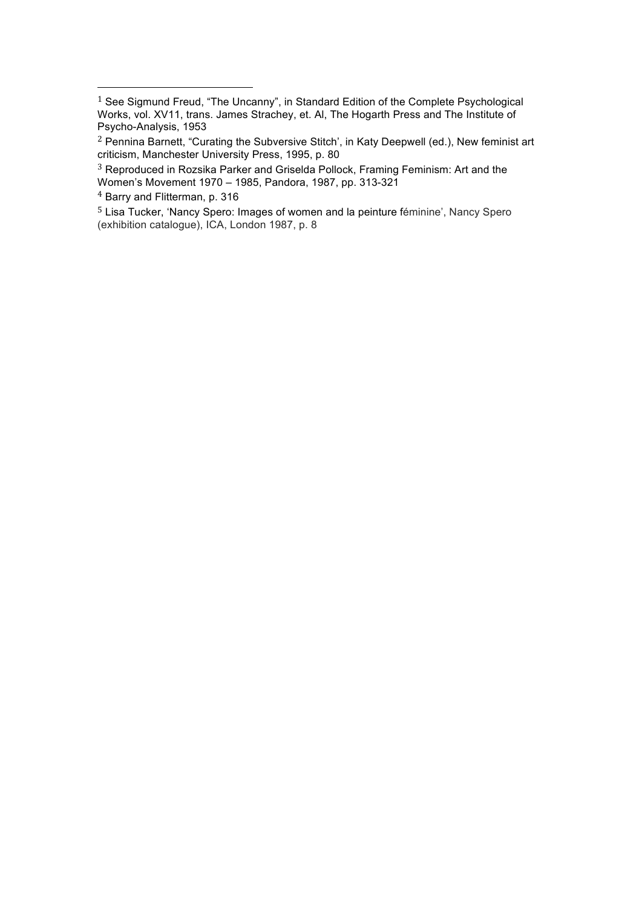[1] See Sigmund Freud, "The Uncanny", in Standard Edition of the Complete Psychological Works, vol. XV11, trans. James Strachey, et. Al, The Hogarth Press and The Institute of Psycho-Analysis, 1953

[2] Pennina Barnett, "Curating the Subversive Stitch', in Katy Deepwell (ed.), New feminist art criticism, Manchester University Press, 1995, p. 80

[3] Reproduced in Rozsika Parker and Griselda Pollock, Framing Feminism: Art and the Women's Movement 1970 – 1985, Pandora, 1987, pp. 313-321

[4] Barry and Flitterman, p. 316

[5] Lisa Tucker, 'Nancy Spero: Images of women and la peinture féminine', Nancy Spero (exhibition catalogue), ICA, London 1987, p. 8